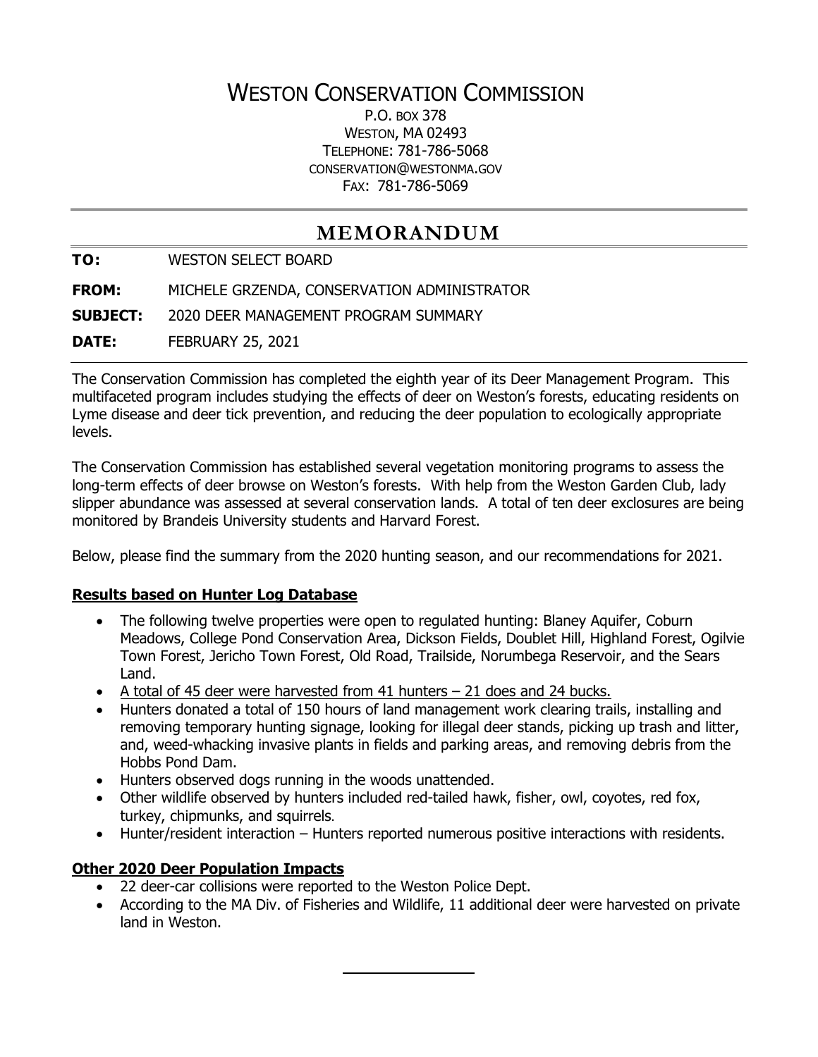# WESTON CONSERVATION COMMISSION

P.O. BOX 378
WESTON, MA 02493
TELEPHONE: 781-786-5068
CONSERVATION@WESTONMA.GOV
FAX: 781-786-5069

## MEMORANDUM

**TO:** WESTON SELECT BOARD

**FROM:** MICHELE GRZENDA, CONSERVATION ADMINISTRATOR

**SUBJECT:** 2020 DEER MANAGEMENT PROGRAM SUMMARY

**DATE:** FEBRUARY 25, 2021

The Conservation Commission has completed the eighth year of its Deer Management Program. This multifaceted program includes studying the effects of deer on Weston's forests, educating residents on Lyme disease and deer tick prevention, and reducing the deer population to ecologically appropriate levels.

The Conservation Commission has established several vegetation monitoring programs to assess the long-term effects of deer browse on Weston's forests. With help from the Weston Garden Club, lady slipper abundance was assessed at several conservation lands. A total of ten deer exclosures are being monitored by Brandeis University students and Harvard Forest.

Below, please find the summary from the 2020 hunting season, and our recommendations for 2021.

### Results based on Hunter Log Database

- The following twelve properties were open to regulated hunting: Blaney Aquifer, Coburn Meadows, College Pond Conservation Area, Dickson Fields, Doublet Hill, Highland Forest, Ogilvie Town Forest, Jericho Town Forest, Old Road, Trailside, Norumbega Reservoir, and the Sears Land.
- A total of 45 deer were harvested from 41 hunters – 21 does and 24 bucks.
- Hunters donated a total of 150 hours of land management work clearing trails, installing and removing temporary hunting signage, looking for illegal deer stands, picking up trash and litter, and, weed-whacking invasive plants in fields and parking areas, and removing debris from the Hobbs Pond Dam.
- Hunters observed dogs running in the woods unattended.
- Other wildlife observed by hunters included red-tailed hawk, fisher, owl, coyotes, red fox, turkey, chipmunks, and squirrels.
- Hunter/resident interaction – Hunters reported numerous positive interactions with residents.

### Other 2020 Deer Population Impacts

- 22 deer-car collisions were reported to the Weston Police Dept.
- According to the MA Div. of Fisheries and Wildlife, 11 additional deer were harvested on private land in Weston.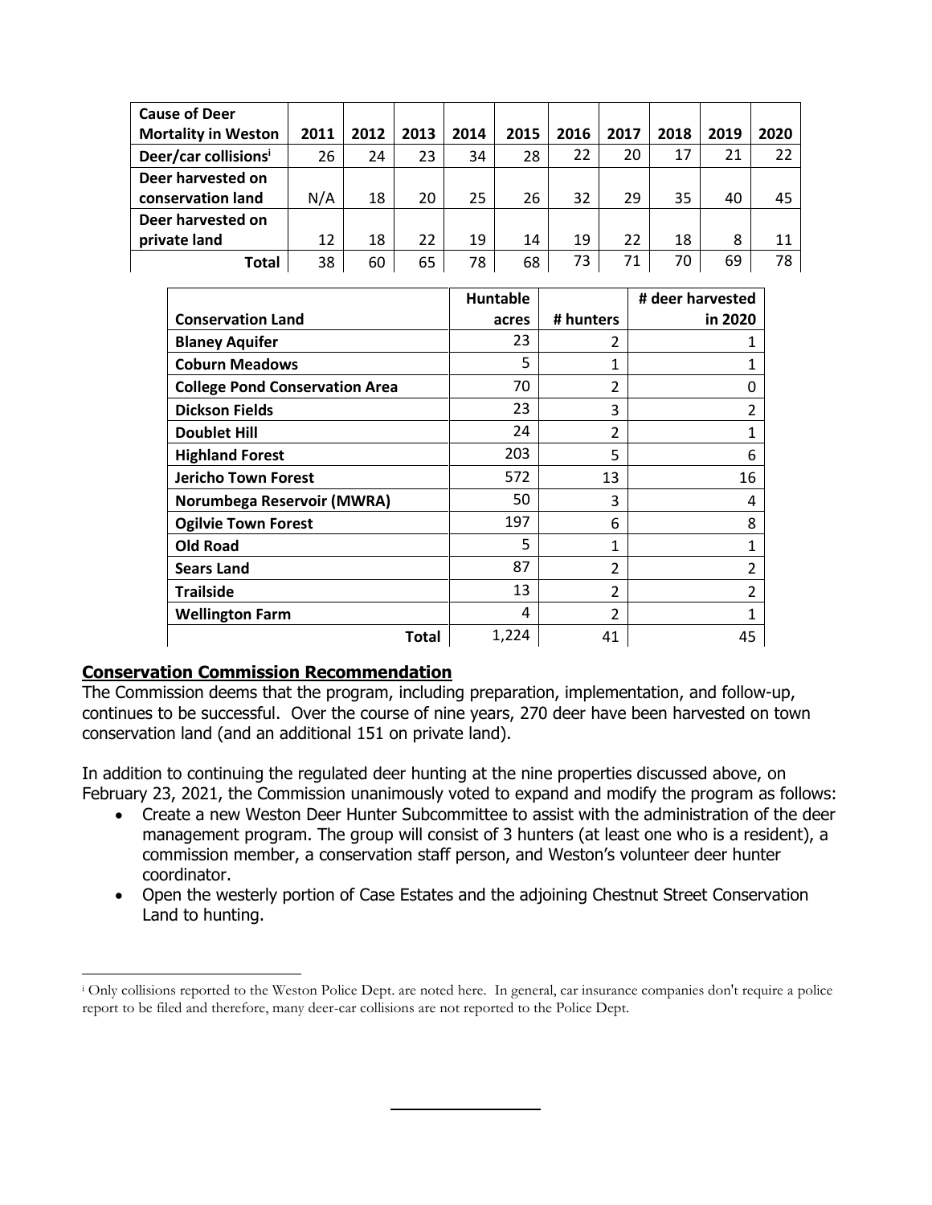| Cause of Deer Mortality in Weston | 2011 | 2012 | 2013 | 2014 | 2015 | 2016 | 2017 | 2018 | 2019 | 2020 |
|---|---|---|---|---|---|---|---|---|---|---|
| Deer/car collisions[i] | 26 | 24 | 23 | 34 | 28 | 22 | 20 | 17 | 21 | 22 |
| Deer harvested on conservation land | N/A | 18 | 20 | 25 | 26 | 32 | 29 | 35 | 40 | 45 |
| Deer harvested on private land | 12 | 18 | 22 | 19 | 14 | 19 | 22 | 18 | 8 | 11 |
| Total | 38 | 60 | 65 | 78 | 68 | 73 | 71 | 70 | 69 | 78 |

| Conservation Land | Huntable acres | # hunters | # deer harvested in 2020 |
|---|---|---|---|
| Blaney Aquifer | 23 | 2 | 1 |
| Coburn Meadows | 5 | 1 | 1 |
| College Pond Conservation Area | 70 | 2 | 0 |
| Dickson Fields | 23 | 3 | 2 |
| Doublet Hill | 24 | 2 | 1 |
| Highland Forest | 203 | 5 | 6 |
| Jericho Town Forest | 572 | 13 | 16 |
| Norumbega Reservoir (MWRA) | 50 | 3 | 4 |
| Ogilvie Town Forest | 197 | 6 | 8 |
| Old Road | 5 | 1 | 1 |
| Sears Land | 87 | 2 | 2 |
| Trailside | 13 | 2 | 2 |
| Wellington Farm | 4 | 2 | 1 |
| Total | 1,224 | 41 | 45 |

## Conservation Commission Recommendation

The Commission deems that the program, including preparation, implementation, and follow-up, continues to be successful. Over the course of nine years, 270 deer have been harvested on town conservation land (and an additional 151 on private land).

In addition to continuing the regulated deer hunting at the nine properties discussed above, on February 23, 2021, the Commission unanimously voted to expand and modify the program as follows:

- Create a new Weston Deer Hunter Subcommittee to assist with the administration of the deer management program. The group will consist of 3 hunters (at least one who is a resident), a commission member, a conservation staff person, and Weston's volunteer deer hunter coordinator.
- Open the westerly portion of Case Estates and the adjoining Chestnut Street Conservation Land to hunting.

[i] Only collisions reported to the Weston Police Dept. are noted here. In general, car insurance companies don't require a police report to be filed and therefore, many deer-car collisions are not reported to the Police Dept.